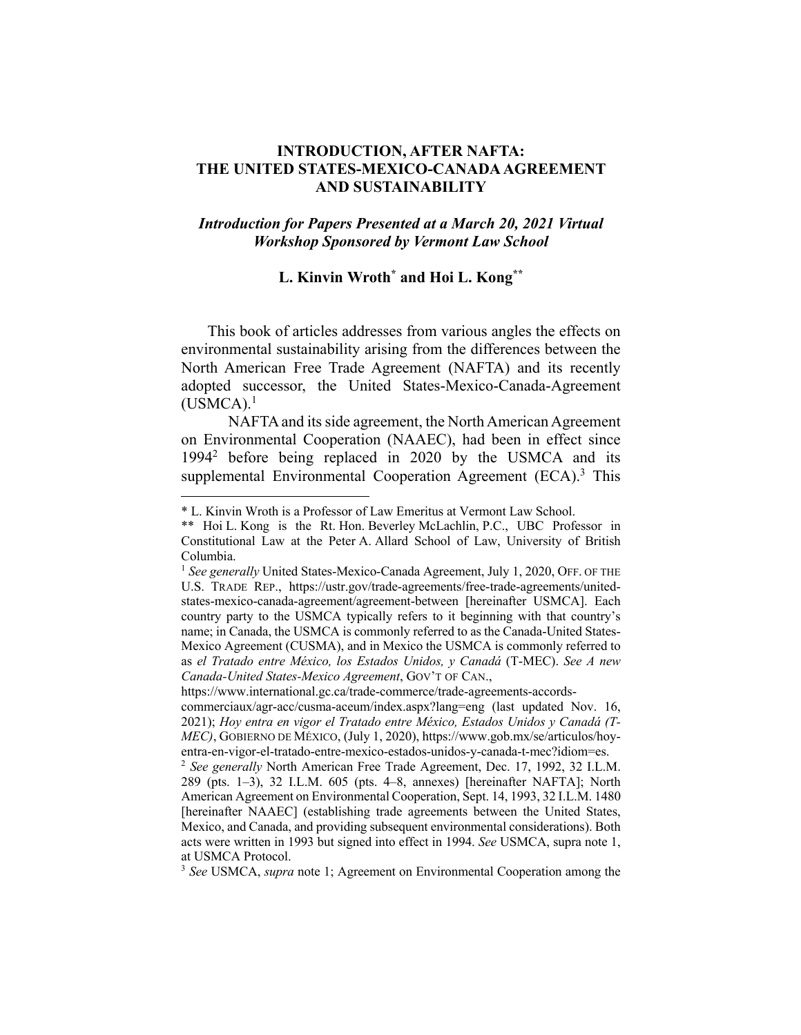# INTRODUCTION, AFTER NAFTA: THE UNITED STATES-MEXICO-CANADA AGREEMENT AND SUSTAINABILITY

***Introduction for Papers Presented at a March 20, 2021 Virtual Workshop Sponsored by Vermont Law School***

**L. Kinvin Wroth\* and Hoi L. Kong\*\***

This book of articles addresses from various angles the effects on environmental sustainability arising from the differences between the North American Free Trade Agreement (NAFTA) and its recently adopted successor, the United States-Mexico-Canada-Agreement (USMCA).[1]

NAFTA and its side agreement, the North American Agreement on Environmental Cooperation (NAAEC), had been in effect since 1994[2] before being replaced in 2020 by the USMCA and its supplemental Environmental Cooperation Agreement (ECA).[3] This

---

\* L. Kinvin Wroth is a Professor of Law Emeritus at Vermont Law School.

\*\* Hoi L. Kong is the Rt. Hon. Beverley McLachlin, P.C., UBC Professor in Constitutional Law at the Peter A. Allard School of Law, University of British Columbia.

[1] *See generally* United States-Mexico-Canada Agreement, July 1, 2020, OFF. OF THE U.S. TRADE REP., https://ustr.gov/trade-agreements/free-trade-agreements/united-states-mexico-canada-agreement/agreement-between [hereinafter USMCA]. Each country party to the USMCA typically refers to it beginning with that country's name; in Canada, the USMCA is commonly referred to as the Canada-United States-Mexico Agreement (CUSMA), and in Mexico the USMCA is commonly referred to as *el Tratado entre México, los Estados Unidos, y Canadá* (T-MEC). *See A new Canada-United States-Mexico Agreement*, GOV'T OF CAN., https://www.international.gc.ca/trade-commerce/trade-agreements-accords-commerciaux/agr-acc/cusma-aceum/index.aspx?lang=eng (last updated Nov. 16, 2021); *Hoy entra en vigor el Tratado entre México, Estados Unidos y Canadá (T-MEC)*, GOBIERNO DE MÉXICO, (July 1, 2020), https://www.gob.mx/se/articulos/hoy-entra-en-vigor-el-tratado-entre-mexico-estados-unidos-y-canada-t-mec?idiom=es.

[2] *See generally* North American Free Trade Agreement, Dec. 17, 1992, 32 I.L.M. 289 (pts. 1–3), 32 I.L.M. 605 (pts. 4–8, annexes) [hereinafter NAFTA]; North American Agreement on Environmental Cooperation, Sept. 14, 1993, 32 I.L.M. 1480 [hereinafter NAAEC] (establishing trade agreements between the United States, Mexico, and Canada, and providing subsequent environmental considerations). Both acts were written in 1993 but signed into effect in 1994. *See* USMCA, supra note 1, at USMCA Protocol.

[3] *See* USMCA, *supra* note 1; Agreement on Environmental Cooperation among the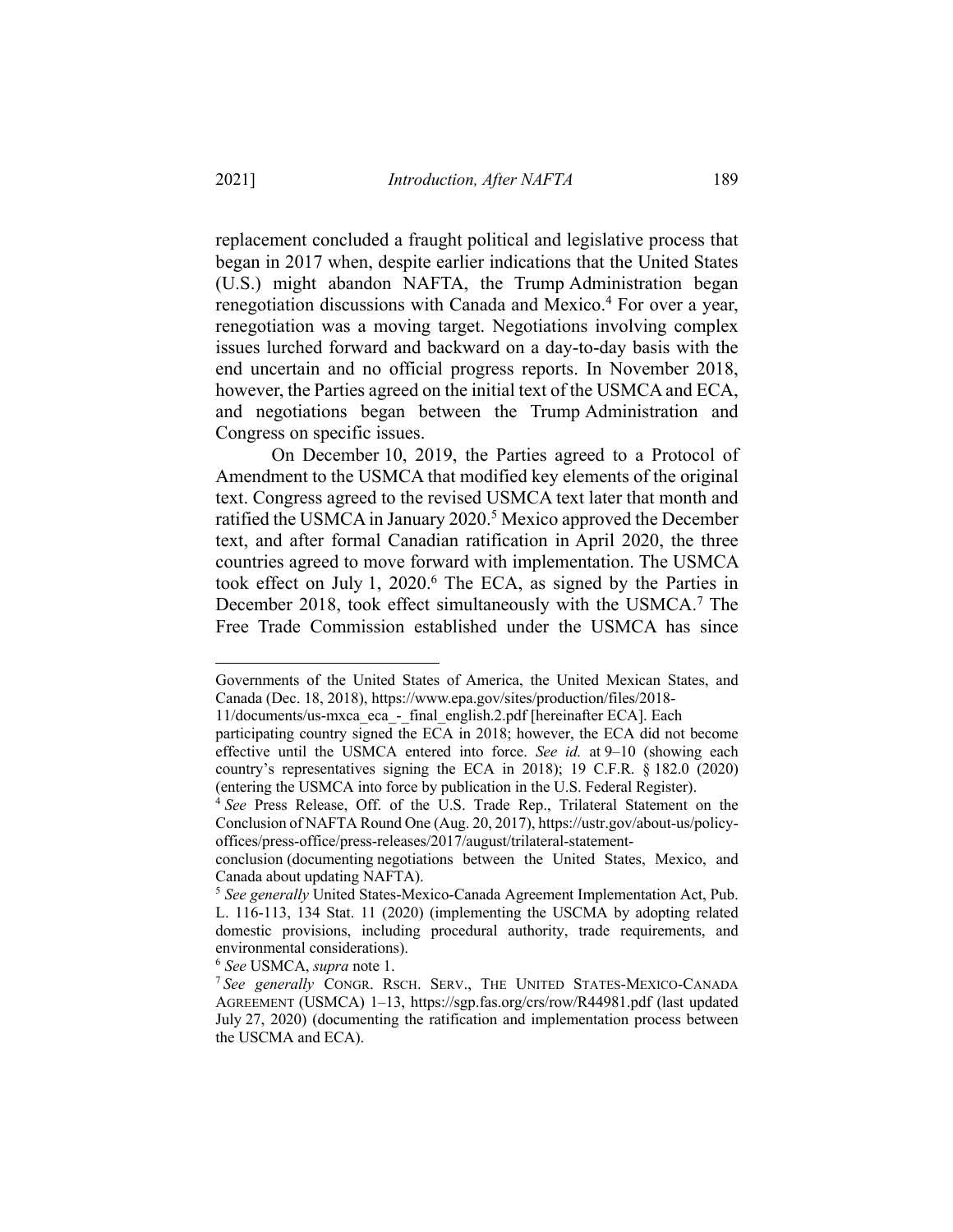replacement concluded a fraught political and legislative process that began in 2017 when, despite earlier indications that the United States (U.S.) might abandon NAFTA, the Trump Administration began renegotiation discussions with Canada and Mexico.[4] For over a year, renegotiation was a moving target. Negotiations involving complex issues lurched forward and backward on a day-to-day basis with the end uncertain and no official progress reports. In November 2018, however, the Parties agreed on the initial text of the USMCA and ECA, and negotiations began between the Trump Administration and Congress on specific issues.

On December 10, 2019, the Parties agreed to a Protocol of Amendment to the USMCA that modified key elements of the original text. Congress agreed to the revised USMCA text later that month and ratified the USMCA in January 2020.[5] Mexico approved the December text, and after formal Canadian ratification in April 2020, the three countries agreed to move forward with implementation. The USMCA took effect on July 1, 2020.[6] The ECA, as signed by the Parties in December 2018, took effect simultaneously with the USMCA.[7] The Free Trade Commission established under the USMCA has since

---

Governments of the United States of America, the United Mexican States, and Canada (Dec. 18, 2018), https://www.epa.gov/sites/production/files/2018-11/documents/us-mxca_eca_-_final_english.2.pdf [hereinafter ECA]. Each participating country signed the ECA in 2018; however, the ECA did not become effective until the USMCA entered into force. *See id.* at 9–10 (showing each country's representatives signing the ECA in 2018); 19 C.F.R. § 182.0 (2020) (entering the USMCA into force by publication in the U.S. Federal Register).

[4] *See* Press Release, Off. of the U.S. Trade Rep., Trilateral Statement on the Conclusion of NAFTA Round One (Aug. 20, 2017), https://ustr.gov/about-us/policy-offices/press-office/press-releases/2017/august/trilateral-statement-conclusion (documenting negotiations between the United States, Mexico, and Canada about updating NAFTA).

[5] *See generally* United States-Mexico-Canada Agreement Implementation Act, Pub. L. 116-113, 134 Stat. 11 (2020) (implementing the USCMA by adopting related domestic provisions, including procedural authority, trade requirements, and environmental considerations).

[6] *See* USMCA, *supra* note 1.

[7] *See generally* CONGR. RSCH. SERV., THE UNITED STATES-MEXICO-CANADA AGREEMENT (USMCA) 1–13, https://sgp.fas.org/crs/row/R44981.pdf (last updated July 27, 2020) (documenting the ratification and implementation process between the USCMA and ECA).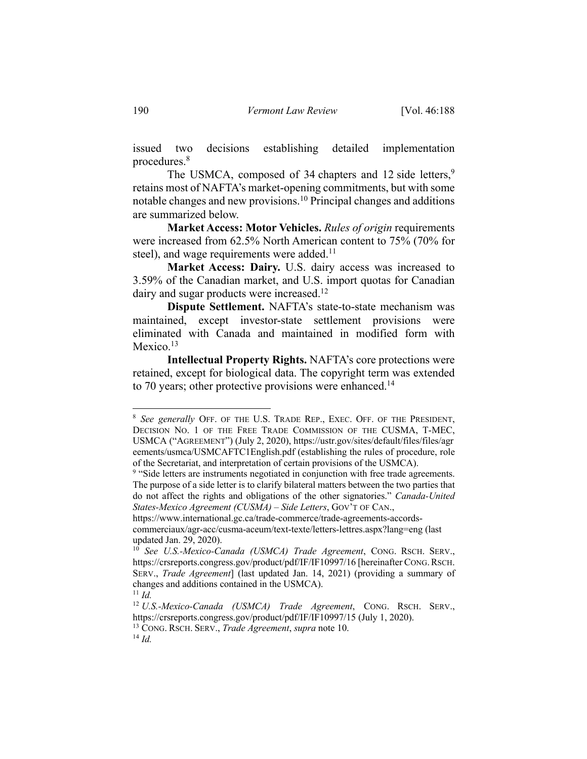issued two decisions establishing detailed implementation procedures.[8]

The USMCA, composed of 34 chapters and 12 side letters,[9] retains most of NAFTA's market-opening commitments, but with some notable changes and new provisions.[10] Principal changes and additions are summarized below.

**Market Access: Motor Vehicles.** *Rules of origin* requirements were increased from 62.5% North American content to 75% (70% for steel), and wage requirements were added.[11]

**Market Access: Dairy.** U.S. dairy access was increased to 3.59% of the Canadian market, and U.S. import quotas for Canadian dairy and sugar products were increased.[12]

**Dispute Settlement.** NAFTA's state-to-state mechanism was maintained, except investor-state settlement provisions were eliminated with Canada and maintained in modified form with Mexico.[13]

**Intellectual Property Rights.** NAFTA's core protections were retained, except for biological data. The copyright term was extended to 70 years; other protective provisions were enhanced.[14]

---

[8] *See generally* OFF. OF THE U.S. TRADE REP., EXEC. OFF. OF THE PRESIDENT, DECISION NO. 1 OF THE FREE TRADE COMMISSION OF THE CUSMA, T-MEC, USMCA ("AGREEMENT") (July 2, 2020), https://ustr.gov/sites/default/files/files/agreements/usmca/USMCAFTC1English.pdf (establishing the rules of procedure, role of the Secretariat, and interpretation of certain provisions of the USMCA).

[9] "Side letters are instruments negotiated in conjunction with free trade agreements. The purpose of a side letter is to clarify bilateral matters between the two parties that do not affect the rights and obligations of the other signatories." *Canada-United States-Mexico Agreement (CUSMA) – Side Letters*, GOV'T OF CAN., https://www.international.gc.ca/trade-commerce/trade-agreements-accords-commerciaux/agr-acc/cusma-aceum/text-texte/letters-lettres.aspx?lang=eng (last updated Jan. 29, 2020).

[10] *See U.S.-Mexico-Canada (USMCA) Trade Agreement*, CONG. RSCH. SERV., https://crsreports.congress.gov/product/pdf/IF/IF10997/16 [hereinafter CONG. RSCH. SERV., *Trade Agreement*] (last updated Jan. 14, 2021) (providing a summary of changes and additions contained in the USMCA).

[11] *Id.*

[12] *U.S.-Mexico-Canada (USMCA) Trade Agreement*, CONG. RSCH. SERV., https://crsreports.congress.gov/product/pdf/IF/IF10997/15 (July 1, 2020).

[13] CONG. RSCH. SERV., *Trade Agreement*, *supra* note 10.

[14] *Id.*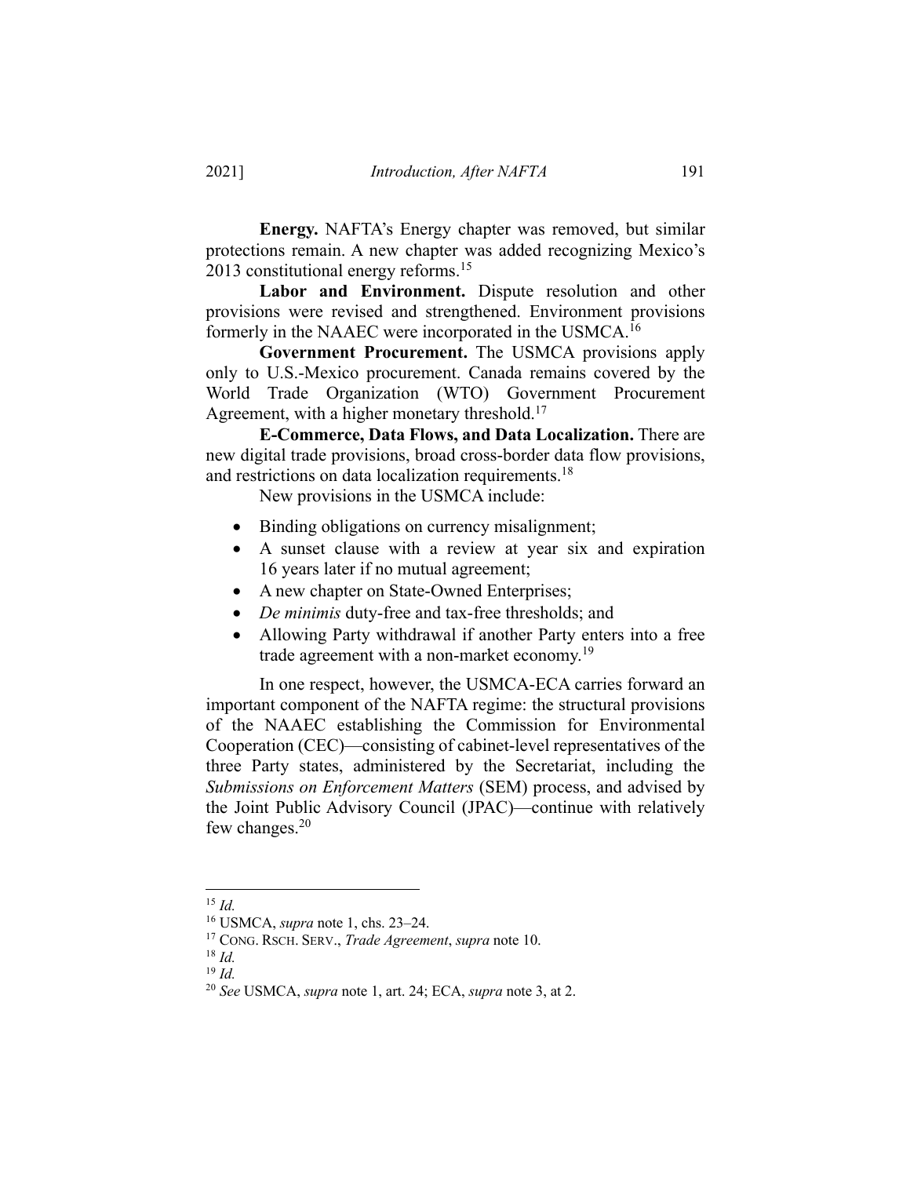**Energy.** NAFTA's Energy chapter was removed, but similar protections remain. A new chapter was added recognizing Mexico's 2013 constitutional energy reforms.[15]

**Labor and Environment.** Dispute resolution and other provisions were revised and strengthened. Environment provisions formerly in the NAAEC were incorporated in the USMCA.[16]

**Government Procurement.** The USMCA provisions apply only to U.S.-Mexico procurement. Canada remains covered by the World Trade Organization (WTO) Government Procurement Agreement, with a higher monetary threshold.[17]

**E-Commerce, Data Flows, and Data Localization.** There are new digital trade provisions, broad cross-border data flow provisions, and restrictions on data localization requirements.[18]

New provisions in the USMCA include:

- Binding obligations on currency misalignment;
- A sunset clause with a review at year six and expiration 16 years later if no mutual agreement;
- A new chapter on State-Owned Enterprises;
- *De minimis* duty-free and tax-free thresholds; and
- Allowing Party withdrawal if another Party enters into a free trade agreement with a non-market economy.[19]

In one respect, however, the USMCA-ECA carries forward an important component of the NAFTA regime: the structural provisions of the NAAEC establishing the Commission for Environmental Cooperation (CEC)—consisting of cabinet-level representatives of the three Party states, administered by the Secretariat, including the *Submissions on Enforcement Matters* (SEM) process, and advised by the Joint Public Advisory Council (JPAC)—continue with relatively few changes.[20]

---

[15] *Id.*

[16] USMCA, *supra* note 1, chs. 23–24.

[17] CONG. RSCH. SERV., *Trade Agreement*, *supra* note 10.

[18] *Id.*

[19] *Id.*

[20] *See* USMCA, *supra* note 1, art. 24; ECA, *supra* note 3, at 2.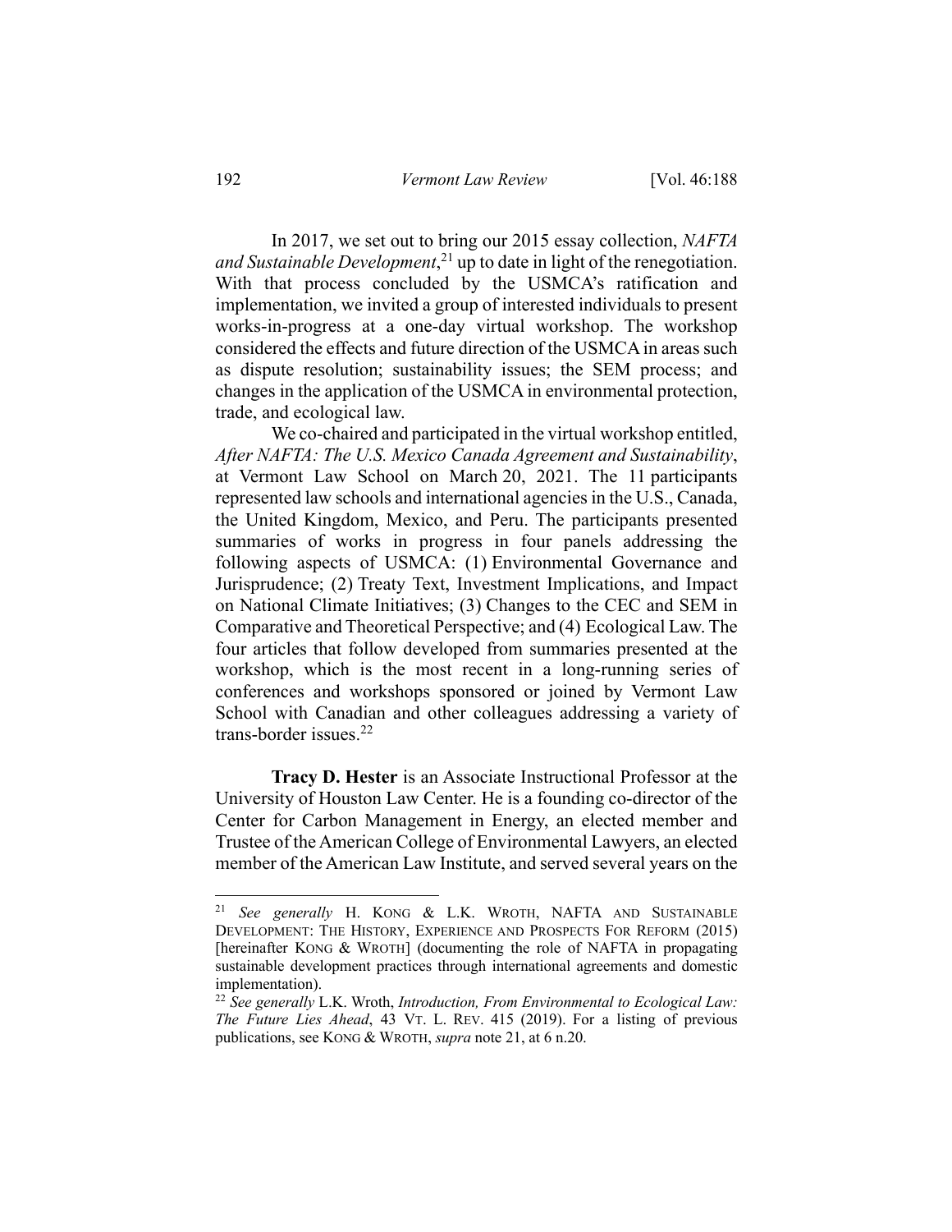In 2017, we set out to bring our 2015 essay collection, *NAFTA and Sustainable Development*,[21] up to date in light of the renegotiation. With that process concluded by the USMCA's ratification and implementation, we invited a group of interested individuals to present works-in-progress at a one-day virtual workshop. The workshop considered the effects and future direction of the USMCA in areas such as dispute resolution; sustainability issues; the SEM process; and changes in the application of the USMCA in environmental protection, trade, and ecological law.

We co-chaired and participated in the virtual workshop entitled, *After NAFTA: The U.S. Mexico Canada Agreement and Sustainability*, at Vermont Law School on March 20, 2021. The 11 participants represented law schools and international agencies in the U.S., Canada, the United Kingdom, Mexico, and Peru. The participants presented summaries of works in progress in four panels addressing the following aspects of USMCA: (1) Environmental Governance and Jurisprudence; (2) Treaty Text, Investment Implications, and Impact on National Climate Initiatives; (3) Changes to the CEC and SEM in Comparative and Theoretical Perspective; and (4) Ecological Law. The four articles that follow developed from summaries presented at the workshop, which is the most recent in a long-running series of conferences and workshops sponsored or joined by Vermont Law School with Canadian and other colleagues addressing a variety of trans-border issues.[22]

**Tracy D. Hester** is an Associate Instructional Professor at the University of Houston Law Center. He is a founding co-director of the Center for Carbon Management in Energy, an elected member and Trustee of the American College of Environmental Lawyers, an elected member of the American Law Institute, and served several years on the

---

[21] *See generally* H. KONG & L.K. WROTH, NAFTA AND SUSTAINABLE DEVELOPMENT: THE HISTORY, EXPERIENCE AND PROSPECTS FOR REFORM (2015) [hereinafter KONG & WROTH] (documenting the role of NAFTA in propagating sustainable development practices through international agreements and domestic implementation).

[22] *See generally* L.K. Wroth, *Introduction, From Environmental to Ecological Law: The Future Lies Ahead*, 43 VT. L. REV. 415 (2019). For a listing of previous publications, see KONG & WROTH, *supra* note 21, at 6 n.20.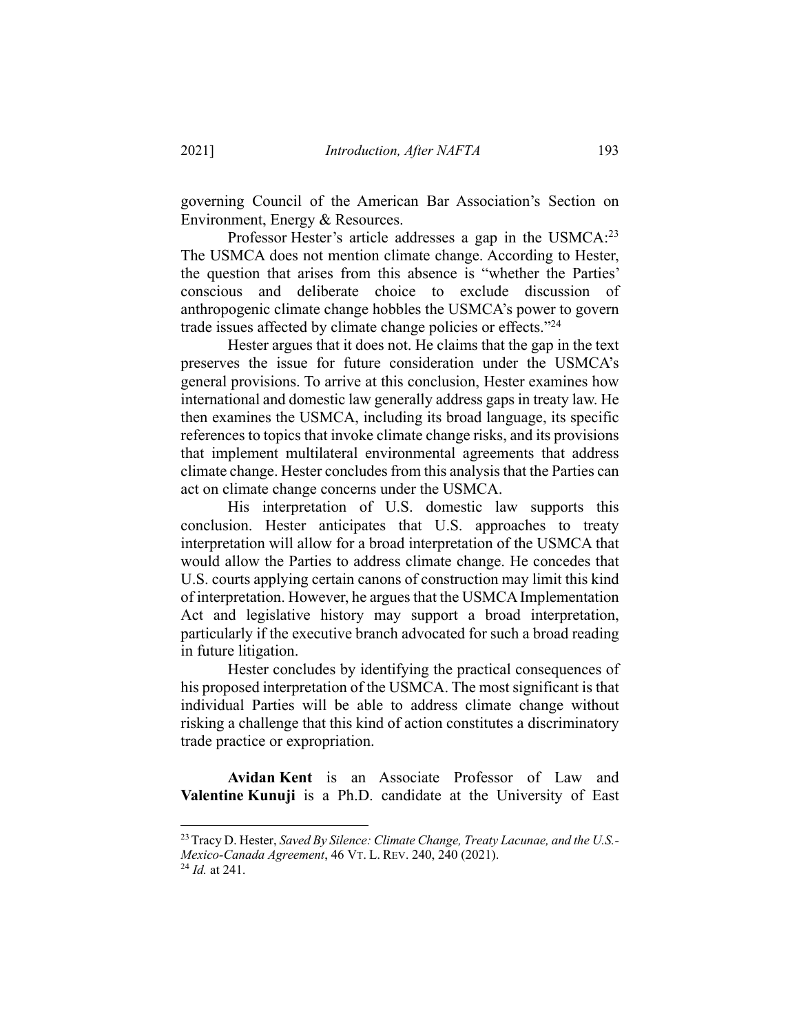governing Council of the American Bar Association's Section on Environment, Energy & Resources.

Professor Hester's article addresses a gap in the USMCA:[23] The USMCA does not mention climate change. According to Hester, the question that arises from this absence is "whether the Parties' conscious and deliberate choice to exclude discussion of anthropogenic climate change hobbles the USMCA's power to govern trade issues affected by climate change policies or effects."[24]

Hester argues that it does not. He claims that the gap in the text preserves the issue for future consideration under the USMCA's general provisions. To arrive at this conclusion, Hester examines how international and domestic law generally address gaps in treaty law. He then examines the USMCA, including its broad language, its specific references to topics that invoke climate change risks, and its provisions that implement multilateral environmental agreements that address climate change. Hester concludes from this analysis that the Parties can act on climate change concerns under the USMCA.

His interpretation of U.S. domestic law supports this conclusion. Hester anticipates that U.S. approaches to treaty interpretation will allow for a broad interpretation of the USMCA that would allow the Parties to address climate change. He concedes that U.S. courts applying certain canons of construction may limit this kind of interpretation. However, he argues that the USMCA Implementation Act and legislative history may support a broad interpretation, particularly if the executive branch advocated for such a broad reading in future litigation.

Hester concludes by identifying the practical consequences of his proposed interpretation of the USMCA. The most significant is that individual Parties will be able to address climate change without risking a challenge that this kind of action constitutes a discriminatory trade practice or expropriation.

**Avidan Kent** is an Associate Professor of Law and **Valentine Kunuji** is a Ph.D. candidate at the University of East

---

[23] Tracy D. Hester, *Saved By Silence: Climate Change, Treaty Lacunae, and the U.S.-Mexico-Canada Agreement*, 46 VT. L. REV. 240, 240 (2021).

[24] *Id.* at 241.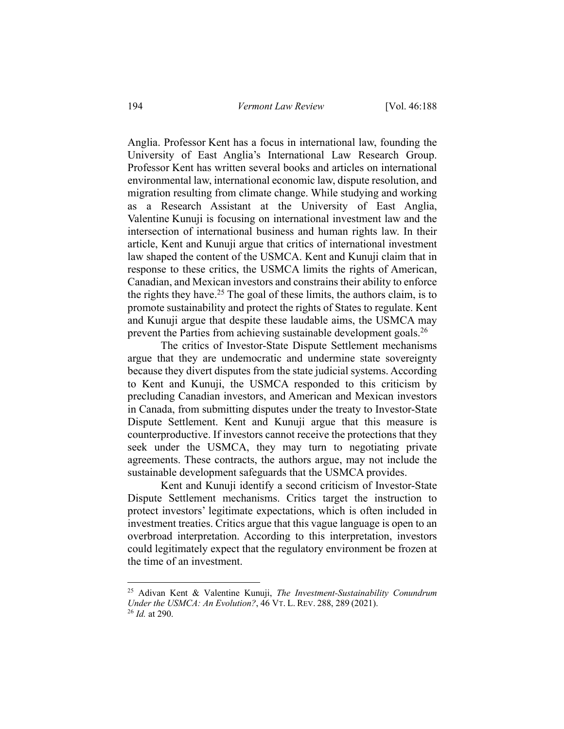Anglia. Professor Kent has a focus in international law, founding the University of East Anglia's International Law Research Group. Professor Kent has written several books and articles on international environmental law, international economic law, dispute resolution, and migration resulting from climate change. While studying and working as a Research Assistant at the University of East Anglia, Valentine Kunuji is focusing on international investment law and the intersection of international business and human rights law. In their article, Kent and Kunuji argue that critics of international investment law shaped the content of the USMCA. Kent and Kunuji claim that in response to these critics, the USMCA limits the rights of American, Canadian, and Mexican investors and constrains their ability to enforce the rights they have.[25] The goal of these limits, the authors claim, is to promote sustainability and protect the rights of States to regulate. Kent and Kunuji argue that despite these laudable aims, the USMCA may prevent the Parties from achieving sustainable development goals.[26]

The critics of Investor-State Dispute Settlement mechanisms argue that they are undemocratic and undermine state sovereignty because they divert disputes from the state judicial systems. According to Kent and Kunuji, the USMCA responded to this criticism by precluding Canadian investors, and American and Mexican investors in Canada, from submitting disputes under the treaty to Investor-State Dispute Settlement. Kent and Kunuji argue that this measure is counterproductive. If investors cannot receive the protections that they seek under the USMCA, they may turn to negotiating private agreements. These contracts, the authors argue, may not include the sustainable development safeguards that the USMCA provides.

Kent and Kunuji identify a second criticism of Investor-State Dispute Settlement mechanisms. Critics target the instruction to protect investors' legitimate expectations, which is often included in investment treaties. Critics argue that this vague language is open to an overbroad interpretation. According to this interpretation, investors could legitimately expect that the regulatory environment be frozen at the time of an investment.

---

[25] Adivan Kent & Valentine Kunuji, *The Investment-Sustainability Conundrum Under the USMCA: An Evolution?*, 46 VT. L. REV. 288, 289 (2021).

[26] *Id.* at 290.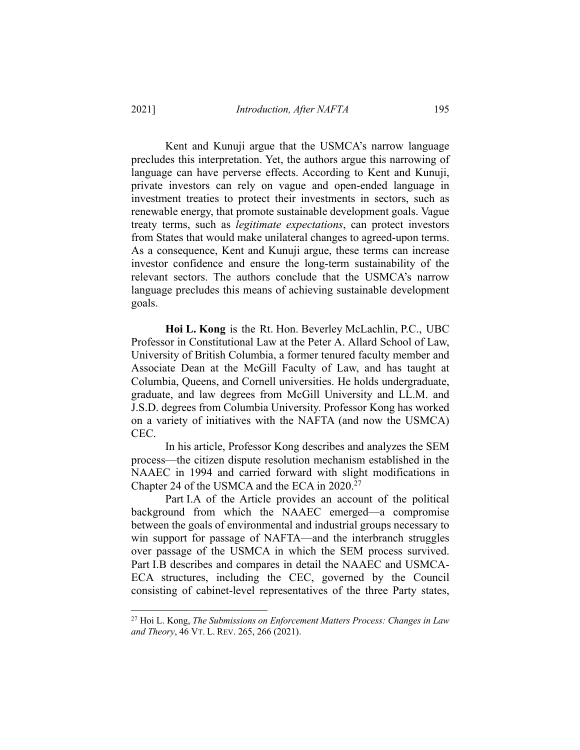Kent and Kunuji argue that the USMCA's narrow language precludes this interpretation. Yet, the authors argue this narrowing of language can have perverse effects. According to Kent and Kunuji, private investors can rely on vague and open-ended language in investment treaties to protect their investments in sectors, such as renewable energy, that promote sustainable development goals. Vague treaty terms, such as *legitimate expectations*, can protect investors from States that would make unilateral changes to agreed-upon terms. As a consequence, Kent and Kunuji argue, these terms can increase investor confidence and ensure the long-term sustainability of the relevant sectors. The authors conclude that the USMCA's narrow language precludes this means of achieving sustainable development goals.

**Hoi L. Kong** is the Rt. Hon. Beverley McLachlin, P.C., UBC Professor in Constitutional Law at the Peter A. Allard School of Law, University of British Columbia, a former tenured faculty member and Associate Dean at the McGill Faculty of Law, and has taught at Columbia, Queens, and Cornell universities. He holds undergraduate, graduate, and law degrees from McGill University and LL.M. and J.S.D. degrees from Columbia University. Professor Kong has worked on a variety of initiatives with the NAFTA (and now the USMCA) CEC.

In his article, Professor Kong describes and analyzes the SEM process—the citizen dispute resolution mechanism established in the NAAEC in 1994 and carried forward with slight modifications in Chapter 24 of the USMCA and the ECA in 2020.[27]

Part I.A of the Article provides an account of the political background from which the NAAEC emerged—a compromise between the goals of environmental and industrial groups necessary to win support for passage of NAFTA—and the interbranch struggles over passage of the USMCA in which the SEM process survived. Part I.B describes and compares in detail the NAAEC and USMCA-ECA structures, including the CEC, governed by the Council consisting of cabinet-level representatives of the three Party states,

---

[27] Hoi L. Kong, *The Submissions on Enforcement Matters Process: Changes in Law and Theory*, 46 VT. L. REV. 265, 266 (2021).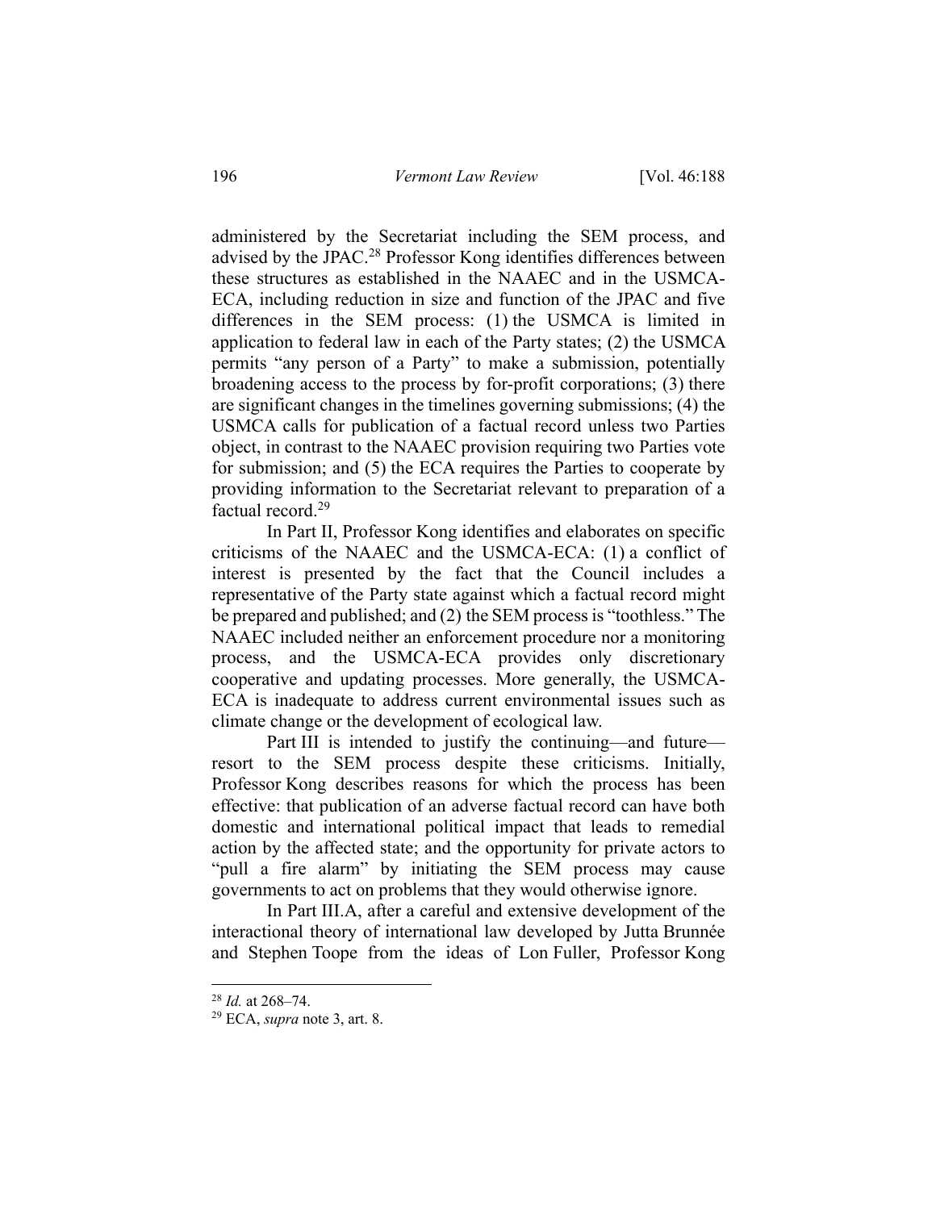administered by the Secretariat including the SEM process, and advised by the JPAC.[28] Professor Kong identifies differences between these structures as established in the NAAEC and in the USMCA-ECA, including reduction in size and function of the JPAC and five differences in the SEM process: (1) the USMCA is limited in application to federal law in each of the Party states; (2) the USMCA permits "any person of a Party" to make a submission, potentially broadening access to the process by for-profit corporations; (3) there are significant changes in the timelines governing submissions; (4) the USMCA calls for publication of a factual record unless two Parties object, in contrast to the NAAEC provision requiring two Parties vote for submission; and (5) the ECA requires the Parties to cooperate by providing information to the Secretariat relevant to preparation of a factual record.[29]

In Part II, Professor Kong identifies and elaborates on specific criticisms of the NAAEC and the USMCA-ECA: (1) a conflict of interest is presented by the fact that the Council includes a representative of the Party state against which a factual record might be prepared and published; and (2) the SEM process is "toothless." The NAAEC included neither an enforcement procedure nor a monitoring process, and the USMCA-ECA provides only discretionary cooperative and updating processes. More generally, the USMCA-ECA is inadequate to address current environmental issues such as climate change or the development of ecological law.

Part III is intended to justify the continuing—and future—resort to the SEM process despite these criticisms. Initially, Professor Kong describes reasons for which the process has been effective: that publication of an adverse factual record can have both domestic and international political impact that leads to remedial action by the affected state; and the opportunity for private actors to "pull a fire alarm" by initiating the SEM process may cause governments to act on problems that they would otherwise ignore.

In Part III.A, after a careful and extensive development of the interactional theory of international law developed by Jutta Brunnée and Stephen Toope from the ideas of Lon Fuller, Professor Kong

---

[28] *Id.* at 268–74.

[29] ECA, *supra* note 3, art. 8.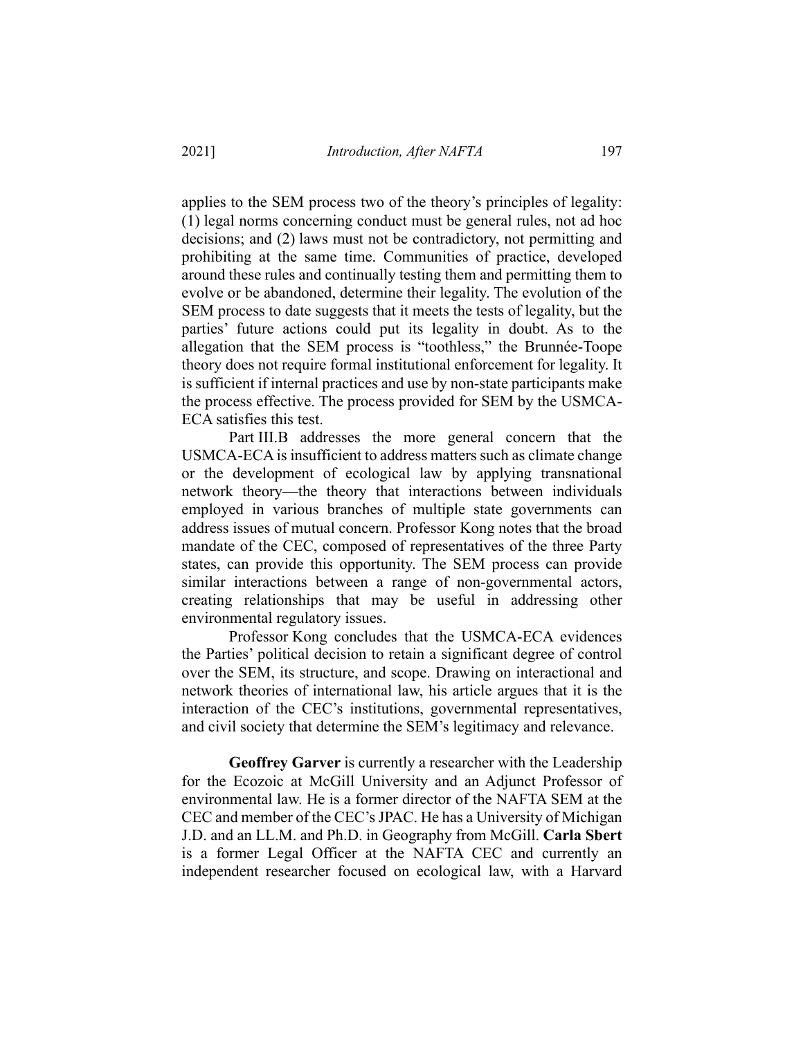applies to the SEM process two of the theory's principles of legality: (1) legal norms concerning conduct must be general rules, not ad hoc decisions; and (2) laws must not be contradictory, not permitting and prohibiting at the same time. Communities of practice, developed around these rules and continually testing them and permitting them to evolve or be abandoned, determine their legality. The evolution of the SEM process to date suggests that it meets the tests of legality, but the parties' future actions could put its legality in doubt. As to the allegation that the SEM process is "toothless," the Brunnée-Toope theory does not require formal institutional enforcement for legality. It is sufficient if internal practices and use by non-state participants make the process effective. The process provided for SEM by the USMCA-ECA satisfies this test.

Part III.B addresses the more general concern that the USMCA-ECA is insufficient to address matters such as climate change or the development of ecological law by applying transnational network theory—the theory that interactions between individuals employed in various branches of multiple state governments can address issues of mutual concern. Professor Kong notes that the broad mandate of the CEC, composed of representatives of the three Party states, can provide this opportunity. The SEM process can provide similar interactions between a range of non-governmental actors, creating relationships that may be useful in addressing other environmental regulatory issues.

Professor Kong concludes that the USMCA-ECA evidences the Parties' political decision to retain a significant degree of control over the SEM, its structure, and scope. Drawing on interactional and network theories of international law, his article argues that it is the interaction of the CEC's institutions, governmental representatives, and civil society that determine the SEM's legitimacy and relevance.

**Geoffrey Garver** is currently a researcher with the Leadership for the Ecozoic at McGill University and an Adjunct Professor of environmental law. He is a former director of the NAFTA SEM at the CEC and member of the CEC's JPAC. He has a University of Michigan J.D. and an LL.M. and Ph.D. in Geography from McGill. **Carla Sbert** is a former Legal Officer at the NAFTA CEC and currently an independent researcher focused on ecological law, with a Harvard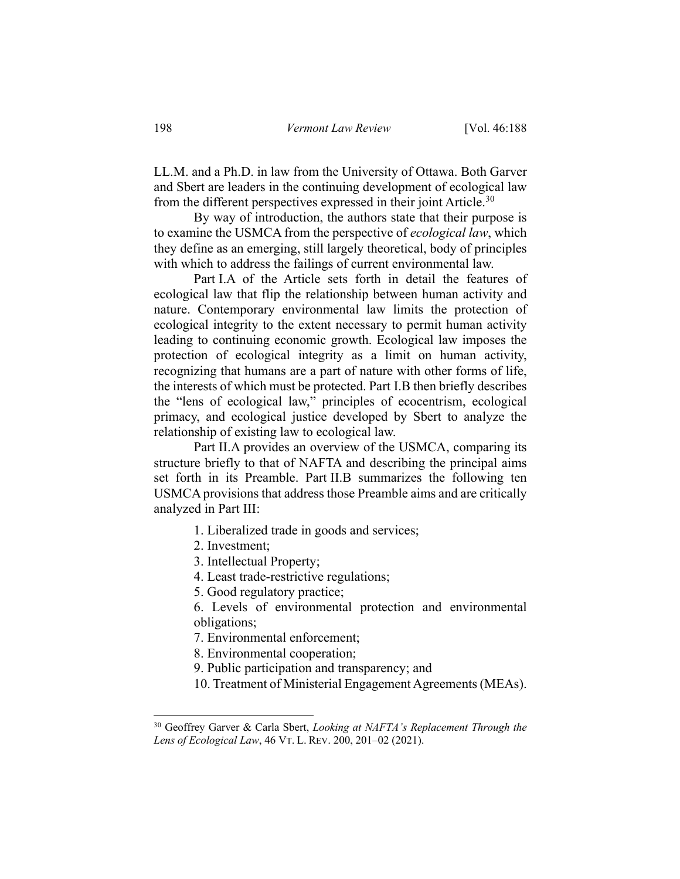LL.M. and a Ph.D. in law from the University of Ottawa. Both Garver and Sbert are leaders in the continuing development of ecological law from the different perspectives expressed in their joint Article.[30]

By way of introduction, the authors state that their purpose is to examine the USMCA from the perspective of *ecological law*, which they define as an emerging, still largely theoretical, body of principles with which to address the failings of current environmental law.

Part I.A of the Article sets forth in detail the features of ecological law that flip the relationship between human activity and nature. Contemporary environmental law limits the protection of ecological integrity to the extent necessary to permit human activity leading to continuing economic growth. Ecological law imposes the protection of ecological integrity as a limit on human activity, recognizing that humans are a part of nature with other forms of life, the interests of which must be protected. Part I.B then briefly describes the "lens of ecological law," principles of ecocentrism, ecological primacy, and ecological justice developed by Sbert to analyze the relationship of existing law to ecological law.

Part II.A provides an overview of the USMCA, comparing its structure briefly to that of NAFTA and describing the principal aims set forth in its Preamble. Part II.B summarizes the following ten USMCA provisions that address those Preamble aims and are critically analyzed in Part III:

1. Liberalized trade in goods and services;
2. Investment;
3. Intellectual Property;
4. Least trade-restrictive regulations;
5. Good regulatory practice;
6. Levels of environmental protection and environmental obligations;
7. Environmental enforcement;
8. Environmental cooperation;
9. Public participation and transparency; and
10. Treatment of Ministerial Engagement Agreements (MEAs).

---

[30] Geoffrey Garver & Carla Sbert, *Looking at NAFTA's Replacement Through the Lens of Ecological Law*, 46 VT. L. REV. 200, 201–02 (2021).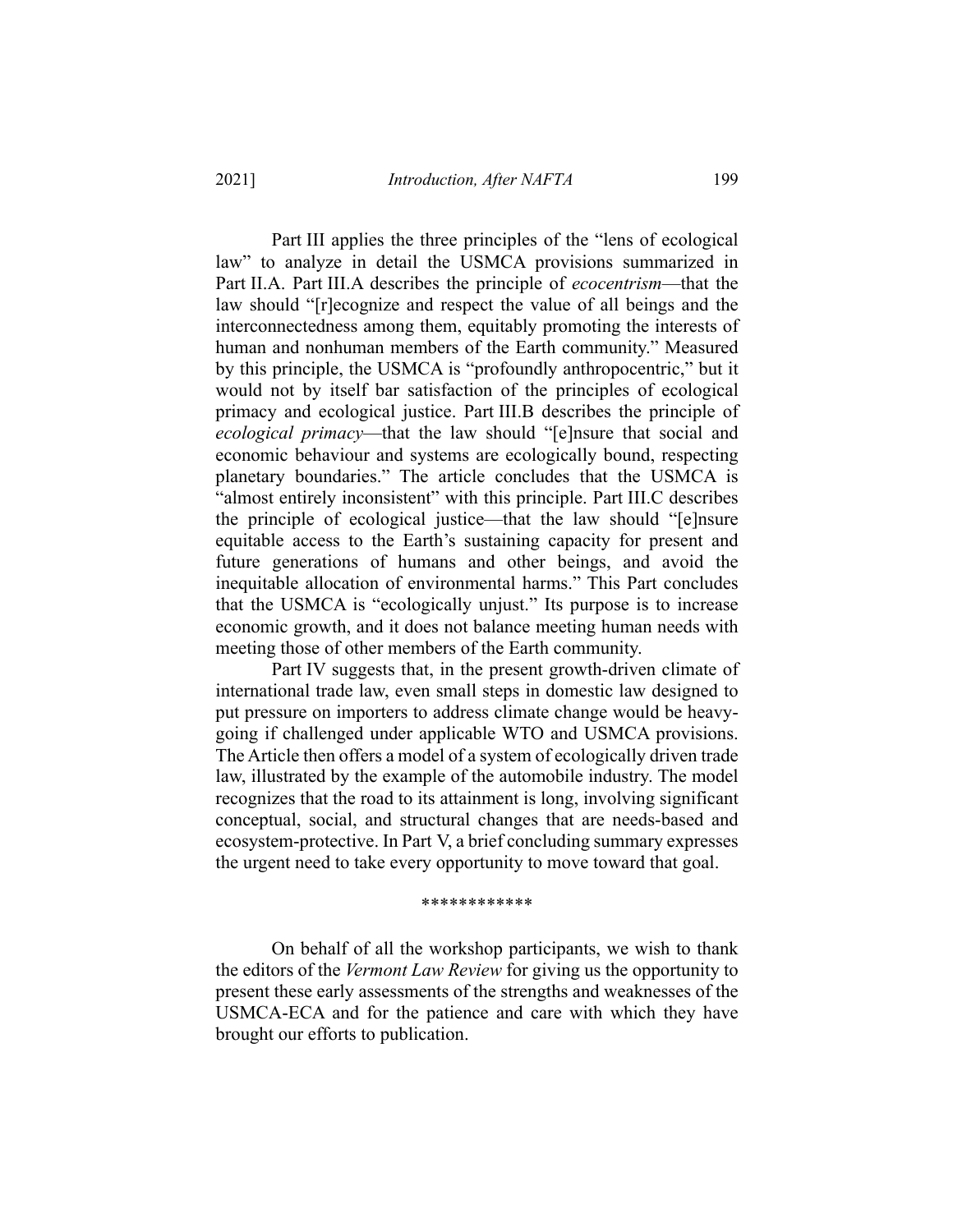Part III applies the three principles of the "lens of ecological law" to analyze in detail the USMCA provisions summarized in Part II.A. Part III.A describes the principle of *ecocentrism*—that the law should "[r]ecognize and respect the value of all beings and the interconnectedness among them, equitably promoting the interests of human and nonhuman members of the Earth community." Measured by this principle, the USMCA is "profoundly anthropocentric," but it would not by itself bar satisfaction of the principles of ecological primacy and ecological justice. Part III.B describes the principle of *ecological primacy*—that the law should "[e]nsure that social and economic behaviour and systems are ecologically bound, respecting planetary boundaries." The article concludes that the USMCA is "almost entirely inconsistent" with this principle. Part III.C describes the principle of ecological justice—that the law should "[e]nsure equitable access to the Earth's sustaining capacity for present and future generations of humans and other beings, and avoid the inequitable allocation of environmental harms." This Part concludes that the USMCA is "ecologically unjust." Its purpose is to increase economic growth, and it does not balance meeting human needs with meeting those of other members of the Earth community.

Part IV suggests that, in the present growth-driven climate of international trade law, even small steps in domestic law designed to put pressure on importers to address climate change would be heavy-going if challenged under applicable WTO and USMCA provisions. The Article then offers a model of a system of ecologically driven trade law, illustrated by the example of the automobile industry. The model recognizes that the road to its attainment is long, involving significant conceptual, social, and structural changes that are needs-based and ecosystem-protective. In Part V, a brief concluding summary expresses the urgent need to take every opportunity to move toward that goal.

************

On behalf of all the workshop participants, we wish to thank the editors of the *Vermont Law Review* for giving us the opportunity to present these early assessments of the strengths and weaknesses of the USMCA-ECA and for the patience and care with which they have brought our efforts to publication.